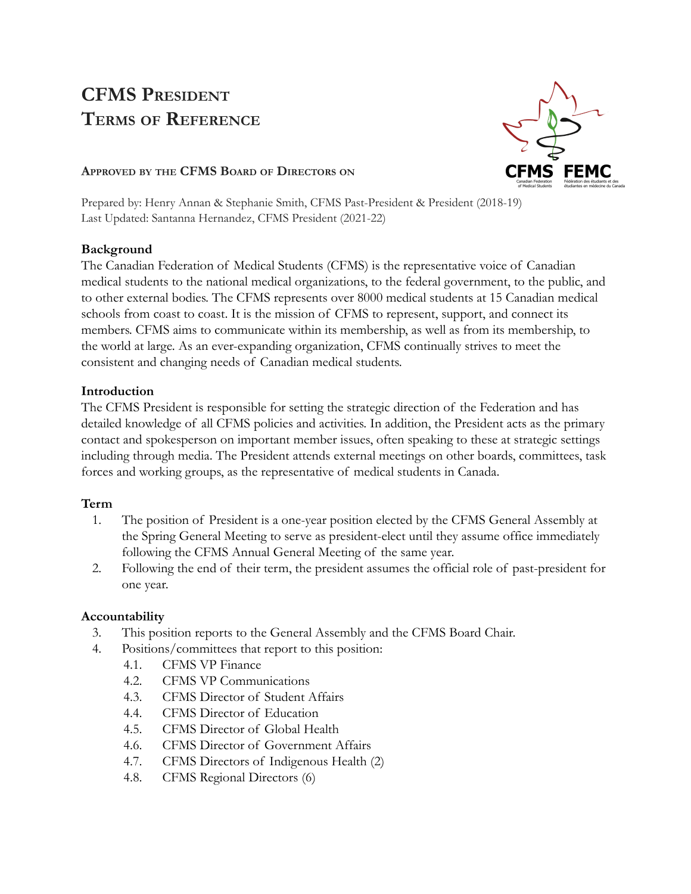# CFMS President Terms of Reference

**Approved by the CFMS Board of Directors on**

Prepared by: Henry Annan & Stephanie Smith, CFMS Past-President & President (2018-19)
Last Updated: Santanna Hernandez, CFMS President (2021-22)

**Background**

The Canadian Federation of Medical Students (CFMS) is the representative voice of Canadian medical students to the national medical organizations, to the federal government, to the public, and to other external bodies. The CFMS represents over 8000 medical students at 15 Canadian medical schools from coast to coast. It is the mission of CFMS to represent, support, and connect its members. CFMS aims to communicate within its membership, as well as from its membership, to the world at large. As an ever-expanding organization, CFMS continually strives to meet the consistent and changing needs of Canadian medical students.

**Introduction**

The CFMS President is responsible for setting the strategic direction of the Federation and has detailed knowledge of all CFMS policies and activities. In addition, the President acts as the primary contact and spokesperson on important member issues, often speaking to these at strategic settings including through media. The President attends external meetings on other boards, committees, task forces and working groups, as the representative of medical students in Canada.

**Term**

1. The position of President is a one-year position elected by the CFMS General Assembly at the Spring General Meeting to serve as president-elect until they assume office immediately following the CFMS Annual General Meeting of the same year.
2. Following the end of their term, the president assumes the official role of past-president for one year.

**Accountability**

3. This position reports to the General Assembly and the CFMS Board Chair.
4. Positions/committees that report to this position:
   - 4.1. CFMS VP Finance
   - 4.2. CFMS VP Communications
   - 4.3. CFMS Director of Student Affairs
   - 4.4. CFMS Director of Education
   - 4.5. CFMS Director of Global Health
   - 4.6. CFMS Director of Government Affairs
   - 4.7. CFMS Directors of Indigenous Health (2)
   - 4.8. CFMS Regional Directors (6)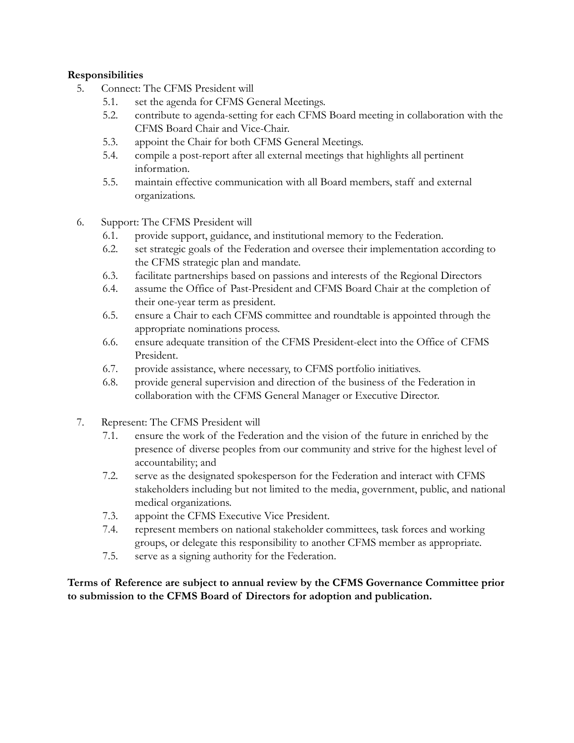**Responsibilities**

5. Connect: The CFMS President will
    - 5.1. set the agenda for CFMS General Meetings.
    - 5.2. contribute to agenda-setting for each CFMS Board meeting in collaboration with the CFMS Board Chair and Vice-Chair.
    - 5.3. appoint the Chair for both CFMS General Meetings.
    - 5.4. compile a post-report after all external meetings that highlights all pertinent information.
    - 5.5. maintain effective communication with all Board members, staff and external organizations.

6. Support: The CFMS President will
    - 6.1. provide support, guidance, and institutional memory to the Federation.
    - 6.2. set strategic goals of the Federation and oversee their implementation according to the CFMS strategic plan and mandate.
    - 6.3. facilitate partnerships based on passions and interests of the Regional Directors
    - 6.4. assume the Office of Past-President and CFMS Board Chair at the completion of their one-year term as president.
    - 6.5. ensure a Chair to each CFMS committee and roundtable is appointed through the appropriate nominations process.
    - 6.6. ensure adequate transition of the CFMS President-elect into the Office of CFMS President.
    - 6.7. provide assistance, where necessary, to CFMS portfolio initiatives.
    - 6.8. provide general supervision and direction of the business of the Federation in collaboration with the CFMS General Manager or Executive Director.

7. Represent: The CFMS President will
    - 7.1. ensure the work of the Federation and the vision of the future in enriched by the presence of diverse peoples from our community and strive for the highest level of accountability; and
    - 7.2. serve as the designated spokesperson for the Federation and interact with CFMS stakeholders including but not limited to the media, government, public, and national medical organizations.
    - 7.3. appoint the CFMS Executive Vice President.
    - 7.4. represent members on national stakeholder committees, task forces and working groups, or delegate this responsibility to another CFMS member as appropriate.
    - 7.5. serve as a signing authority for the Federation.

**Terms of Reference are subject to annual review by the CFMS Governance Committee prior to submission to the CFMS Board of Directors for adoption and publication.**